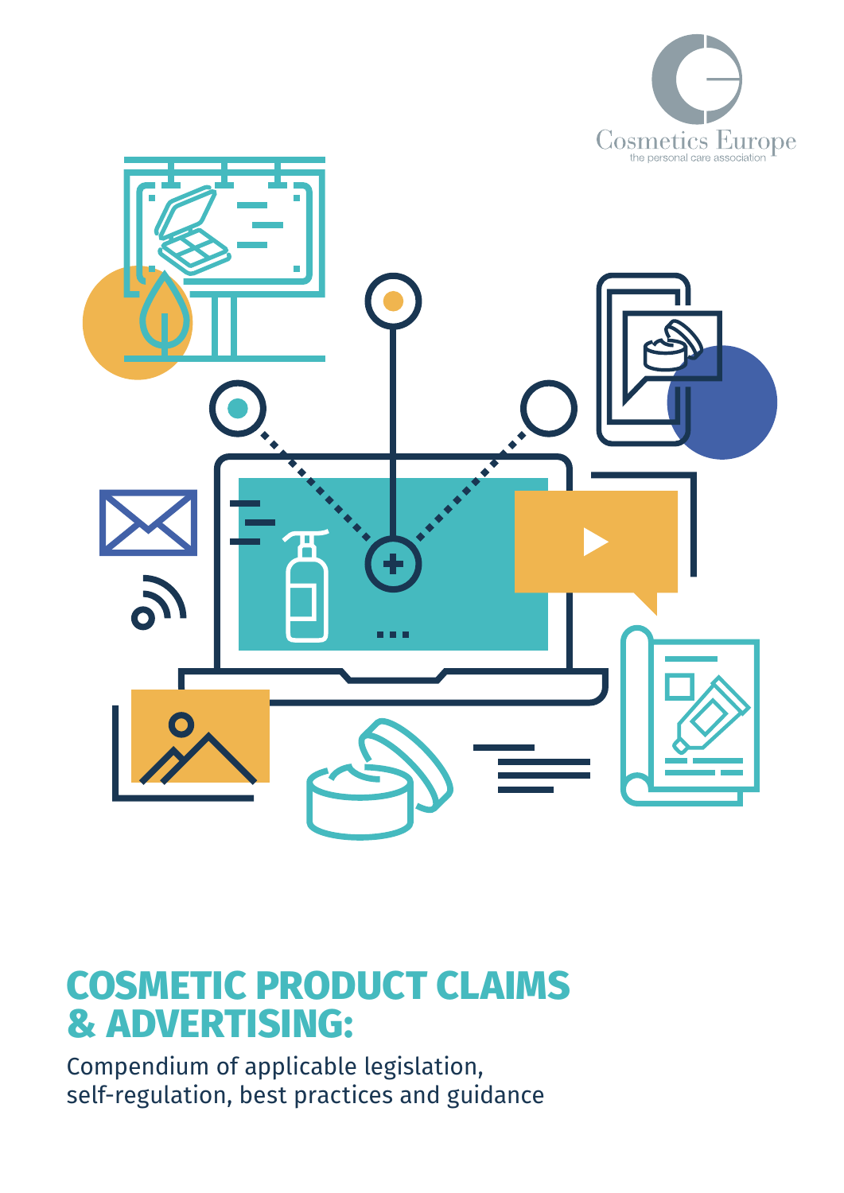Cosmetics Europe
the personal care association

# COSMETIC PRODUCT CLAIMS & ADVERTISING:

Compendium of applicable legislation, self-regulation, best practices and guidance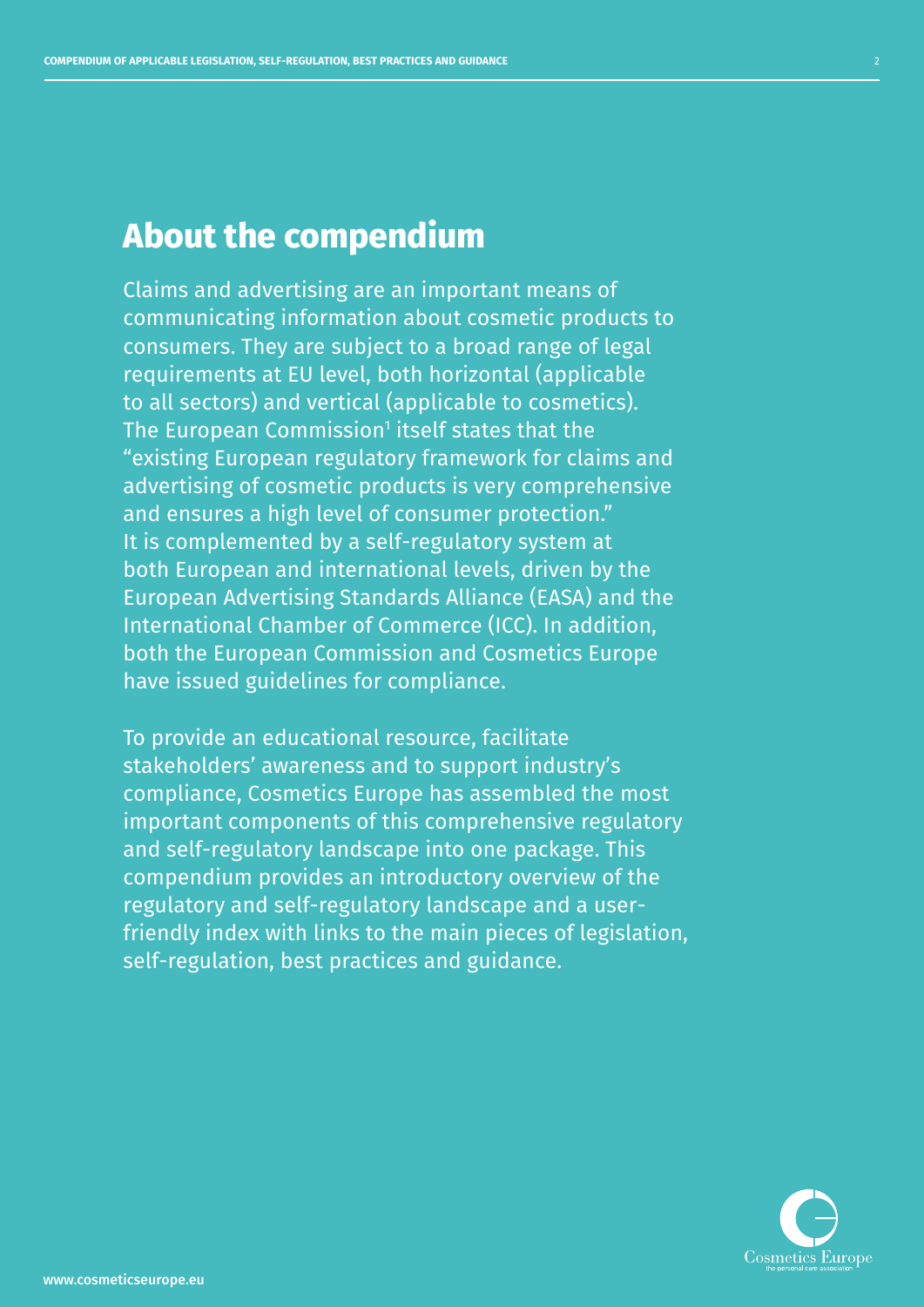## About the compendium

Claims and advertising are an important means of communicating information about cosmetic products to consumers. They are subject to a broad range of legal requirements at EU level, both horizontal (applicable to all sectors) and vertical (applicable to cosmetics). The European Commission[1] itself states that the "existing European regulatory framework for claims and advertising of cosmetic products is very comprehensive and ensures a high level of consumer protection." It is complemented by a self-regulatory system at both European and international levels, driven by the European Advertising Standards Alliance (EASA) and the International Chamber of Commerce (ICC). In addition, both the European Commission and Cosmetics Europe have issued guidelines for compliance.

To provide an educational resource, facilitate stakeholders' awareness and to support industry's compliance, Cosmetics Europe has assembled the most important components of this comprehensive regulatory and self-regulatory landscape into one package. This compendium provides an introductory overview of the regulatory and self-regulatory landscape and a user-friendly index with links to the main pieces of legislation, self-regulation, best practices and guidance.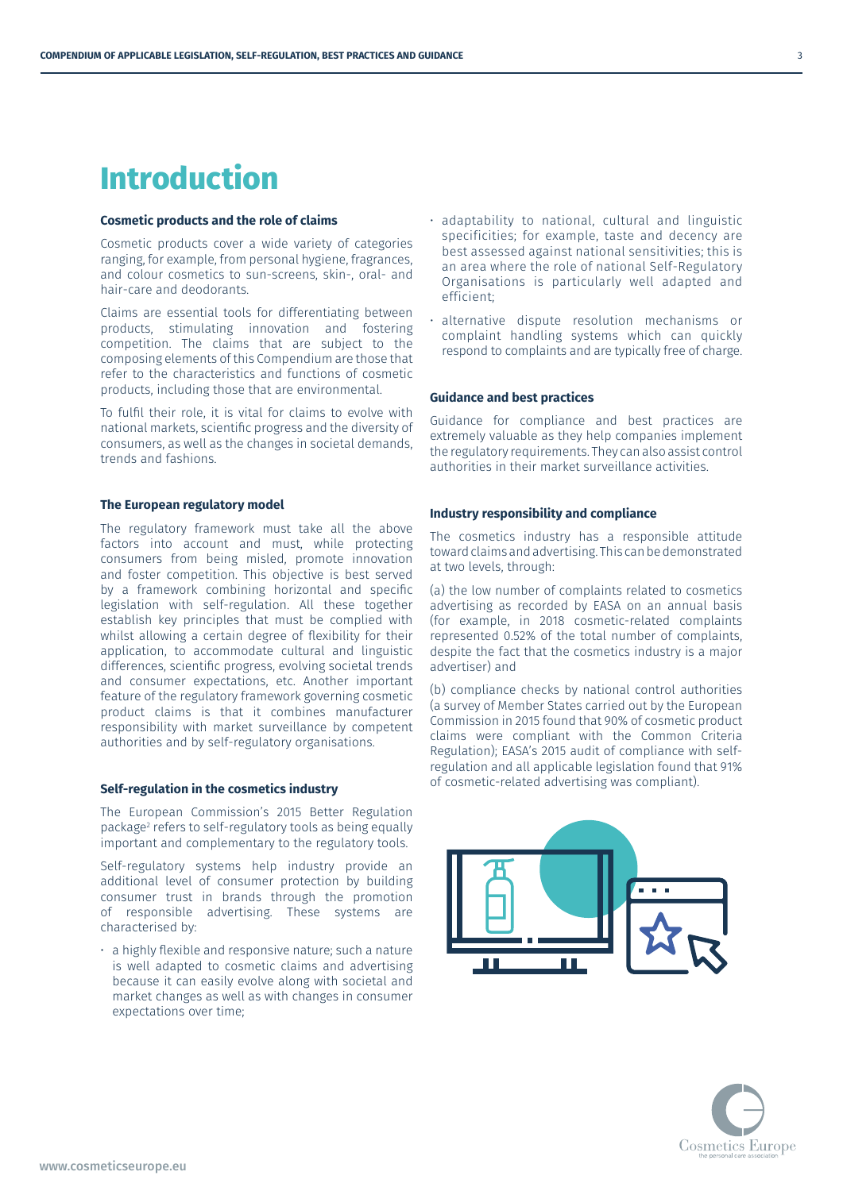# Introduction

### Cosmetic products and the role of claims

Cosmetic products cover a wide variety of categories ranging, for example, from personal hygiene, fragrances, and colour cosmetics to sun-screens, skin-, oral- and hair-care and deodorants.

Claims are essential tools for differentiating between products, stimulating innovation and fostering competition. The claims that are subject to the composing elements of this Compendium are those that refer to the characteristics and functions of cosmetic products, including those that are environmental.

To fulfil their role, it is vital for claims to evolve with national markets, scientific progress and the diversity of consumers, as well as the changes in societal demands, trends and fashions.

### The European regulatory model

The regulatory framework must take all the above factors into account and must, while protecting consumers from being misled, promote innovation and foster competition. This objective is best served by a framework combining horizontal and specific legislation with self-regulation. All these together establish key principles that must be complied with whilst allowing a certain degree of flexibility for their application, to accommodate cultural and linguistic differences, scientific progress, evolving societal trends and consumer expectations, etc. Another important feature of the regulatory framework governing cosmetic product claims is that it combines manufacturer responsibility with market surveillance by competent authorities and by self-regulatory organisations.

### Self-regulation in the cosmetics industry

The European Commission's 2015 Better Regulation package[2] refers to self-regulatory tools as being equally important and complementary to the regulatory tools.

Self-regulatory systems help industry provide an additional level of consumer protection by building consumer trust in brands through the promotion of responsible advertising. These systems are characterised by:

- a highly flexible and responsive nature; such a nature is well adapted to cosmetic claims and advertising because it can easily evolve along with societal and market changes as well as with changes in consumer expectations over time;
- adaptability to national, cultural and linguistic specificities; for example, taste and decency are best assessed against national sensitivities; this is an area where the role of national Self-Regulatory Organisations is particularly well adapted and efficient;
- alternative dispute resolution mechanisms or complaint handling systems which can quickly respond to complaints and are typically free of charge.

### Guidance and best practices

Guidance for compliance and best practices are extremely valuable as they help companies implement the regulatory requirements. They can also assist control authorities in their market surveillance activities.

### Industry responsibility and compliance

The cosmetics industry has a responsible attitude toward claims and advertising. This can be demonstrated at two levels, through:

(a) the low number of complaints related to cosmetics advertising as recorded by EASA on an annual basis (for example, in 2018 cosmetic-related complaints represented 0.52% of the total number of complaints, despite the fact that the cosmetics industry is a major advertiser) and

(b) compliance checks by national control authorities (a survey of Member States carried out by the European Commission in 2015 found that 90% of cosmetic product claims were compliant with the Common Criteria Regulation); EASA's 2015 audit of compliance with self-regulation and all applicable legislation found that 91% of cosmetic-related advertising was compliant).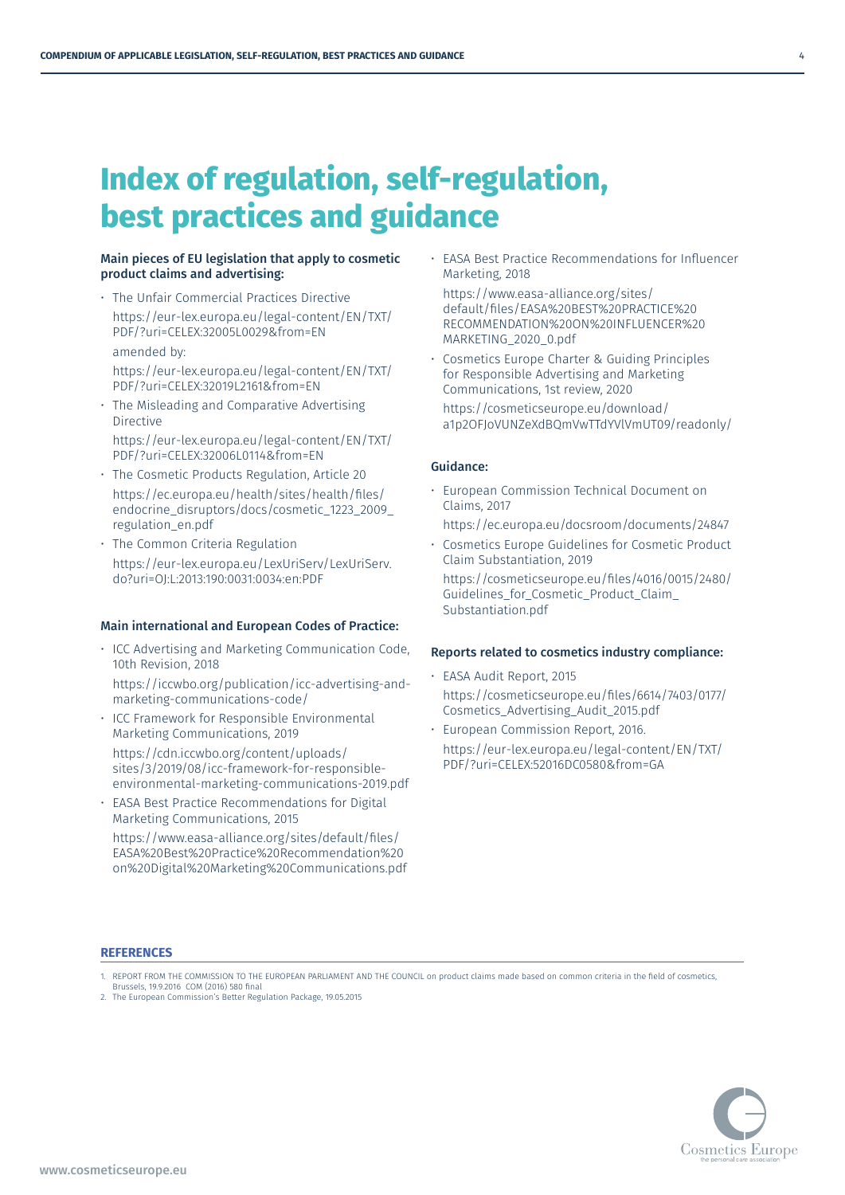# Index of regulation, self-regulation, best practices and guidance

**Main pieces of EU legislation that apply to cosmetic product claims and advertising:**

- The Unfair Commercial Practices Directive
  https://eur-lex.europa.eu/legal-content/EN/TXT/PDF/?uri=CELEX:32005L0029&from=EN
  amended by:
  https://eur-lex.europa.eu/legal-content/EN/TXT/PDF/?uri=CELEX:32019L2161&from=EN
- The Misleading and Comparative Advertising Directive
  https://eur-lex.europa.eu/legal-content/EN/TXT/PDF/?uri=CELEX:32006L0114&from=EN
- The Cosmetic Products Regulation, Article 20
  https://ec.europa.eu/health/sites/health/files/endocrine_disruptors/docs/cosmetic_1223_2009_regulation_en.pdf
- The Common Criteria Regulation
  https://eur-lex.europa.eu/LexUriServ/LexUriServ.do?uri=OJ:L:2013:190:0031:0034:en:PDF

**Main international and European Codes of Practice:**

- ICC Advertising and Marketing Communication Code, 10th Revision, 2018
  https://iccwbo.org/publication/icc-advertising-and-marketing-communications-code/
- ICC Framework for Responsible Environmental Marketing Communications, 2019
  https://cdn.iccwbo.org/content/uploads/sites/3/2019/08/icc-framework-for-responsible-environmental-marketing-communications-2019.pdf
- EASA Best Practice Recommendations for Digital Marketing Communications, 2015
  https://www.easa-alliance.org/sites/default/files/EASA%20Best%20Practice%20Recommendation%20on%20Digital%20Marketing%20Communications.pdf
- EASA Best Practice Recommendations for Influencer Marketing, 2018
  https://www.easa-alliance.org/sites/default/files/EASA%20BEST%20PRACTICE%20RECOMMENDATION%20ON%20INFLUENCER%20MARKETING_2020_0.pdf
- Cosmetics Europe Charter & Guiding Principles for Responsible Advertising and Marketing Communications, 1st review, 2020
  https://cosmeticseurope.eu/download/a1p2OFJoVUNZeXdBQmVwTTdYVlVmUT09/readonly/

**Guidance:**

- European Commission Technical Document on Claims, 2017
  https://ec.europa.eu/docsroom/documents/24847
- Cosmetics Europe Guidelines for Cosmetic Product Claim Substantiation, 2019
  https://cosmeticseurope.eu/files/4016/0015/2480/Guidelines_for_Cosmetic_Product_Claim_Substantiation.pdf

**Reports related to cosmetics industry compliance:**

- EASA Audit Report, 2015
  https://cosmeticseurope.eu/files/6614/7403/0177/Cosmetics_Advertising_Audit_2015.pdf
- European Commission Report, 2016.
  https://eur-lex.europa.eu/legal-content/EN/TXT/PDF/?uri=CELEX:52016DC0580&from=GA

**REFERENCES**

1. REPORT FROM THE COMMISSION TO THE EUROPEAN PARLIAMENT AND THE COUNCIL on product claims made based on common criteria in the field of cosmetics, Brussels, 19.9.2016 COM (2016) 580 final
2. The European Commission's Better Regulation Package, 19.05.2015